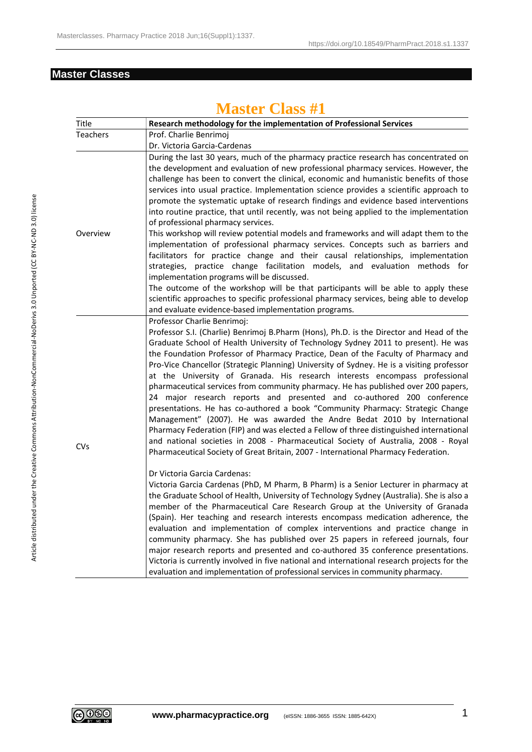## Master Classes

# Master Class #1

| Title | Research methodology for the implementation of Professional Services |
|---|---|
| Teachers | Prof. Charlie Benrimoj<br>Dr. Victoria Garcia-Cardenas |
| Overview | During the last 30 years, much of the pharmacy practice research has concentrated on the development and evaluation of new professional pharmacy services. However, the challenge has been to convert the clinical, economic and humanistic benefits of those services into usual practice. Implementation science provides a scientific approach to promote the systematic uptake of research findings and evidence based interventions into routine practice, that until recently, was not being applied to the implementation of professional pharmacy services.<br>This workshop will review potential models and frameworks and will adapt them to the implementation of professional pharmacy services. Concepts such as barriers and facilitators for practice change and their causal relationships, implementation strategies, practice change facilitation models, and evaluation methods for implementation programs will be discussed.<br>The outcome of the workshop will be that participants will be able to apply these scientific approaches to specific professional pharmacy services, being able to develop and evaluate evidence-based implementation programs. |
| CVs | Professor Charlie Benrimoj:<br>Professor S.I. (Charlie) Benrimoj B.Pharm (Hons), Ph.D. is the Director and Head of the Graduate School of Health University of Technology Sydney 2011 to present). He was the Foundation Professor of Pharmacy Practice, Dean of the Faculty of Pharmacy and Pro-Vice Chancellor (Strategic Planning) University of Sydney. He is a visiting professor at the University of Granada. His research interests encompass professional pharmaceutical services from community pharmacy. He has published over 200 papers, 24 major research reports and presented and co-authored 200 conference presentations. He has co-authored a book "Community Pharmacy: Strategic Change Management" (2007). He was awarded the Andre Bedat 2010 by International Pharmacy Federation (FIP) and was elected a Fellow of three distinguished international and national societies in 2008 - Pharmaceutical Society of Australia, 2008 - Royal Pharmaceutical Society of Great Britain, 2007 - International Pharmacy Federation.<br><br>Dr Victoria Garcia Cardenas:<br>Victoria Garcia Cardenas (PhD, M Pharm, B Pharm) is a Senior Lecturer in pharmacy at the Graduate School of Health, University of Technology Sydney (Australia). She is also a member of the Pharmaceutical Care Research Group at the University of Granada (Spain). Her teaching and research interests encompass medication adherence, the evaluation and implementation of complex interventions and practice change in community pharmacy. She has published over 25 papers in refereed journals, four major research reports and presented and co-authored 35 conference presentations. Victoria is currently involved in five national and international research projects for the evaluation and implementation of professional services in community pharmacy. |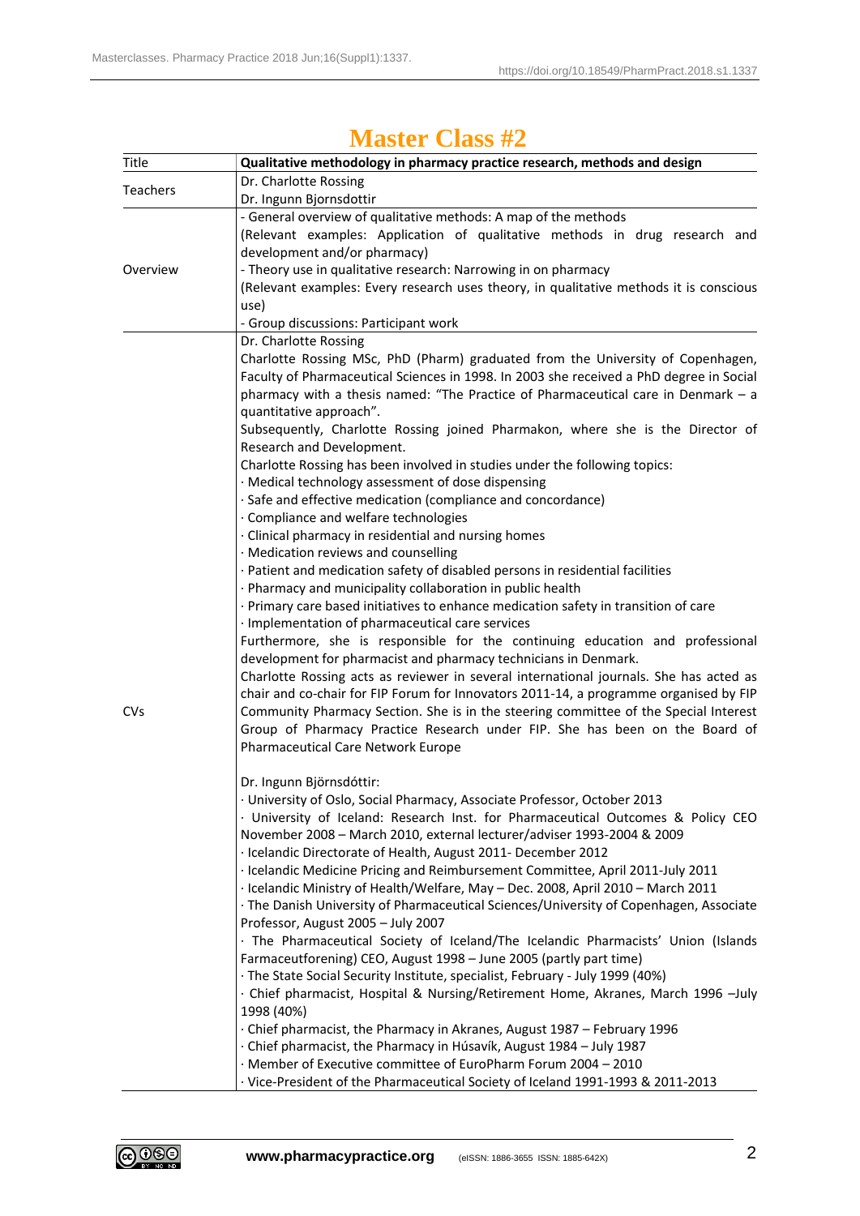# Master Class #2

| Title | Qualitative methodology in pharmacy practice research, methods and design |
| --- | --- |
| Teachers | Dr. Charlotte Rossing<br>Dr. Ingunn Bjornsdottir |
| Overview | - General overview of qualitative methods: A map of the methods<br>(Relevant examples: Application of qualitative methods in drug research and development and/or pharmacy)<br>- Theory use in qualitative research: Narrowing in on pharmacy<br>(Relevant examples: Every research uses theory, in qualitative methods it is conscious use)<br>- Group discussions: Participant work |
| CVs | Dr. Charlotte Rossing<br>Charlotte Rossing MSc, PhD (Pharm) graduated from the University of Copenhagen, Faculty of Pharmaceutical Sciences in 1998. In 2003 she received a PhD degree in Social pharmacy with a thesis named: "The Practice of Pharmaceutical care in Denmark – a quantitative approach".<br>Subsequently, Charlotte Rossing joined Pharmakon, where she is the Director of Research and Development.<br>Charlotte Rossing has been involved in studies under the following topics:<br>· Medical technology assessment of dose dispensing<br>· Safe and effective medication (compliance and concordance)<br>· Compliance and welfare technologies<br>· Clinical pharmacy in residential and nursing homes<br>· Medication reviews and counselling<br>· Patient and medication safety of disabled persons in residential facilities<br>· Pharmacy and municipality collaboration in public health<br>· Primary care based initiatives to enhance medication safety in transition of care<br>· Implementation of pharmaceutical care services<br>Furthermore, she is responsible for the continuing education and professional development for pharmacist and pharmacy technicians in Denmark.<br>Charlotte Rossing acts as reviewer in several international journals. She has acted as chair and co-chair for FIP Forum for Innovators 2011-14, a programme organised by FIP Community Pharmacy Section. She is in the steering committee of the Special Interest Group of Pharmacy Practice Research under FIP. She has been on the Board of Pharmaceutical Care Network Europe<br><br>Dr. Ingunn Björnsdóttir:<br>· University of Oslo, Social Pharmacy, Associate Professor, October 2013<br>· University of Iceland: Research Inst. for Pharmaceutical Outcomes & Policy CEO November 2008 – March 2010, external lecturer/adviser 1993-2004 & 2009<br>· Icelandic Directorate of Health, August 2011- December 2012<br>· Icelandic Medicine Pricing and Reimbursement Committee, April 2011-July 2011<br>· Icelandic Ministry of Health/Welfare, May – Dec. 2008, April 2010 – March 2011<br>· The Danish University of Pharmaceutical Sciences/University of Copenhagen, Associate Professor, August 2005 – July 2007<br>· The Pharmaceutical Society of Iceland/The Icelandic Pharmacists' Union (Islands Farmaceutforening) CEO, August 1998 – June 2005 (partly part time)<br>· The State Social Security Institute, specialist, February - July 1999 (40%)<br>· Chief pharmacist, Hospital & Nursing/Retirement Home, Akranes, March 1996 –July 1998 (40%)<br>· Chief pharmacist, the Pharmacy in Akranes, August 1987 – February 1996<br>· Chief pharmacist, the Pharmacy in Húsavík, August 1984 – July 1987<br>· Member of Executive committee of EuroPharm Forum 2004 – 2010<br>· Vice-President of the Pharmaceutical Society of Iceland 1991-1993 & 2011-2013 |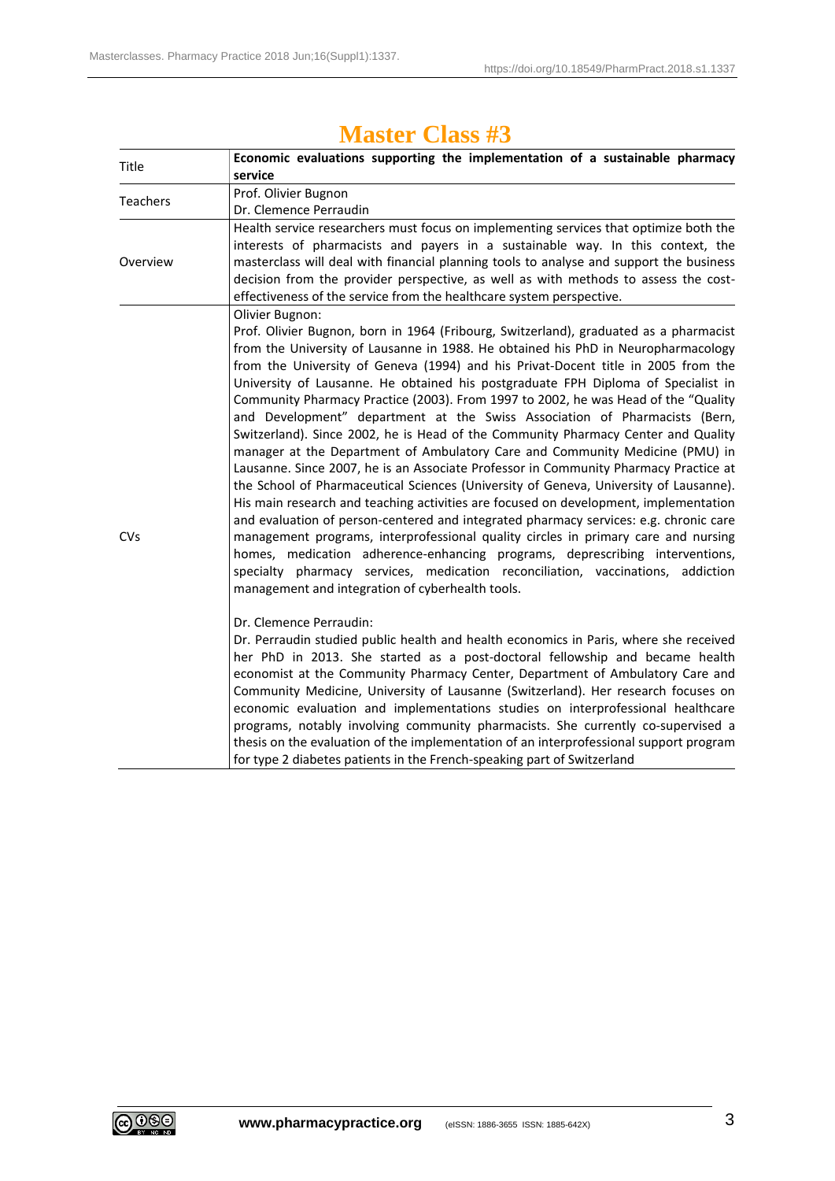# Master Class #3

| Title | **Economic evaluations supporting the implementation of a sustainable pharmacy service** |
|---|---|
| Teachers | Prof. Olivier Bugnon<br>Dr. Clemence Perraudin |
| Overview | Health service researchers must focus on implementing services that optimize both the interests of pharmacists and payers in a sustainable way. In this context, the masterclass will deal with financial planning tools to analyse and support the business decision from the provider perspective, as well as with methods to assess the cost-effectiveness of the service from the healthcare system perspective. |
| CVs | Olivier Bugnon:<br>Prof. Olivier Bugnon, born in 1964 (Fribourg, Switzerland), graduated as a pharmacist from the University of Lausanne in 1988. He obtained his PhD in Neuropharmacology from the University of Geneva (1994) and his Privat-Docent title in 2005 from the University of Lausanne. He obtained his postgraduate FPH Diploma of Specialist in Community Pharmacy Practice (2003). From 1997 to 2002, he was Head of the "Quality and Development" department at the Swiss Association of Pharmacists (Bern, Switzerland). Since 2002, he is Head of the Community Pharmacy Center and Quality manager at the Department of Ambulatory Care and Community Medicine (PMU) in Lausanne. Since 2007, he is an Associate Professor in Community Pharmacy Practice at the School of Pharmaceutical Sciences (University of Geneva, University of Lausanne). His main research and teaching activities are focused on development, implementation and evaluation of person-centered and integrated pharmacy services: e.g. chronic care management programs, interprofessional quality circles in primary care and nursing homes, medication adherence-enhancing programs, deprescribing interventions, specialty pharmacy services, medication reconciliation, vaccinations, addiction management and integration of cyberhealth tools.<br><br>Dr. Clemence Perraudin:<br>Dr. Perraudin studied public health and health economics in Paris, where she received her PhD in 2013. She started as a post-doctoral fellowship and became health economist at the Community Pharmacy Center, Department of Ambulatory Care and Community Medicine, University of Lausanne (Switzerland). Her research focuses on economic evaluation and implementations studies on interprofessional healthcare programs, notably involving community pharmacists. She currently co-supervised a thesis on the evaluation of the implementation of an interprofessional support program for type 2 diabetes patients in the French-speaking part of Switzerland |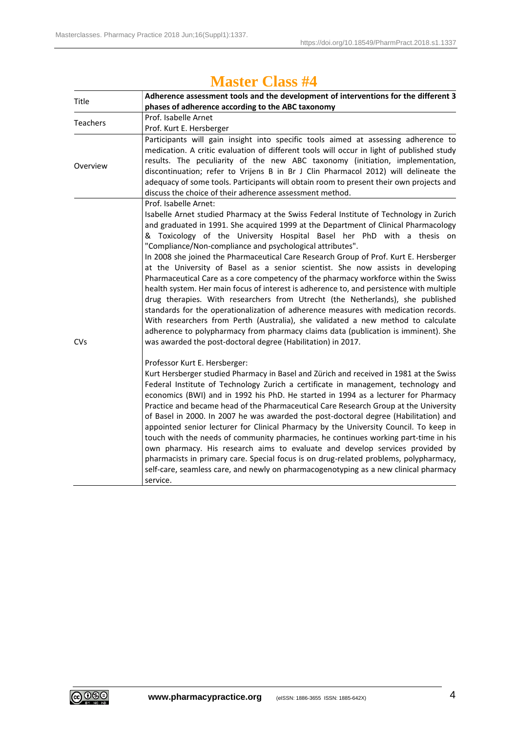# Master Class #4

| | |
|---|---|
| Title | **Adherence assessment tools and the development of interventions for the different 3 phases of adherence according to the ABC taxonomy** |
| Teachers | Prof. Isabelle Arnet<br>Prof. Kurt E. Hersberger |
| Overview | Participants will gain insight into specific tools aimed at assessing adherence to medication. A critic evaluation of different tools will occur in light of published study results. The peculiarity of the new ABC taxonomy (initiation, implementation, discontinuation; refer to Vrijens B in Br J Clin Pharmacol 2012) will delineate the adequacy of some tools. Participants will obtain room to present their own projects and discuss the choice of their adherence assessment method. |
| CVs | Prof. Isabelle Arnet:<br>Isabelle Arnet studied Pharmacy at the Swiss Federal Institute of Technology in Zurich and graduated in 1991. She acquired 1999 at the Department of Clinical Pharmacology & Toxicology of the University Hospital Basel her PhD with a thesis on "Compliance/Non-compliance and psychological attributes".<br>In 2008 she joined the Pharmaceutical Care Research Group of Prof. Kurt E. Hersberger at the University of Basel as a senior scientist. She now assists in developing Pharmaceutical Care as a core competency of the pharmacy workforce within the Swiss health system. Her main focus of interest is adherence to, and persistence with multiple drug therapies. With researchers from Utrecht (the Netherlands), she published standards for the operationalization of adherence measures with medication records. With researchers from Perth (Australia), she validated a new method to calculate adherence to polypharmacy from pharmacy claims data (publication is imminent). She was awarded the post-doctoral degree (Habilitation) in 2017.<br><br>Professor Kurt E. Hersberger:<br>Kurt Hersberger studied Pharmacy in Basel and Zürich and received in 1981 at the Swiss Federal Institute of Technology Zurich a certificate in management, technology and economics (BWI) and in 1992 his PhD. He started in 1994 as a lecturer for Pharmacy Practice and became head of the Pharmaceutical Care Research Group at the University of Basel in 2000. In 2007 he was awarded the post-doctoral degree (Habilitation) and appointed senior lecturer for Clinical Pharmacy by the University Council. To keep in touch with the needs of community pharmacies, he continues working part-time in his own pharmacy. His research aims to evaluate and develop services provided by pharmacists in primary care. Special focus is on drug-related problems, polypharmacy, self-care, seamless care, and newly on pharmacogenotyping as a new clinical pharmacy service. |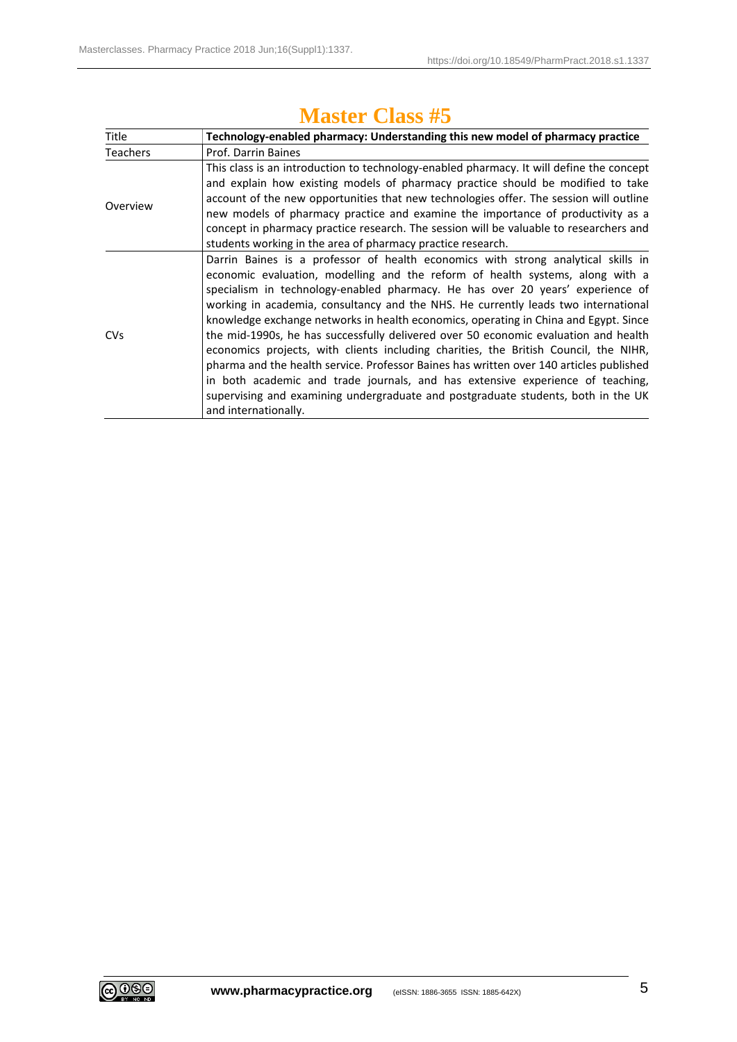# Master Class #5

| Title | **Technology-enabled pharmacy: Understanding this new model of pharmacy practice** |
|---|---|
| Teachers | Prof. Darrin Baines |
| Overview | This class is an introduction to technology-enabled pharmacy. It will define the concept and explain how existing models of pharmacy practice should be modified to take account of the new opportunities that new technologies offer. The session will outline new models of pharmacy practice and examine the importance of productivity as a concept in pharmacy practice research. The session will be valuable to researchers and students working in the area of pharmacy practice research. |
| CVs | Darrin Baines is a professor of health economics with strong analytical skills in economic evaluation, modelling and the reform of health systems, along with a specialism in technology-enabled pharmacy. He has over 20 years' experience of working in academia, consultancy and the NHS. He currently leads two international knowledge exchange networks in health economics, operating in China and Egypt. Since the mid-1990s, he has successfully delivered over 50 economic evaluation and health economics projects, with clients including charities, the British Council, the NIHR, pharma and the health service. Professor Baines has written over 140 articles published in both academic and trade journals, and has extensive experience of teaching, supervising and examining undergraduate and postgraduate students, both in the UK and internationally. |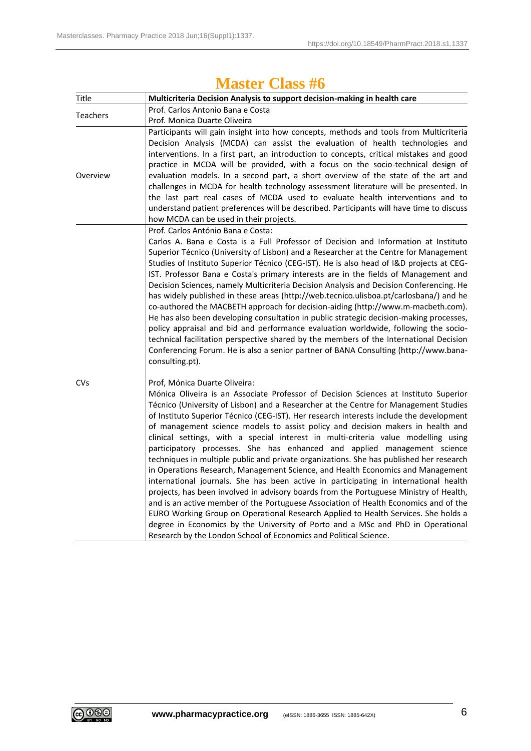# Master Class #6

| | |
|---|---|
| Title | **Multicriteria Decision Analysis to support decision-making in health care** |
| Teachers | Prof. Carlos Antonio Bana e Costa<br>Prof. Monica Duarte Oliveira |
| Overview | Participants will gain insight into how concepts, methods and tools from Multicriteria Decision Analysis (MCDA) can assist the evaluation of health technologies and interventions. In a first part, an introduction to concepts, critical mistakes and good practice in MCDA will be provided, with a focus on the socio-technical design of evaluation models. In a second part, a short overview of the state of the art and challenges in MCDA for health technology assessment literature will be presented. In the last part real cases of MCDA used to evaluate health interventions and to understand patient preferences will be described. Participants will have time to discuss how MCDA can be used in their projects. |
| CVs | Prof. Carlos António Bana e Costa:<br>Carlos A. Bana e Costa is a Full Professor of Decision and Information at Instituto Superior Técnico (University of Lisbon) and a Researcher at the Centre for Management Studies of Instituto Superior Técnico (CEG-IST). He is also head of I&D projects at CEG-IST. Professor Bana e Costa's primary interests are in the fields of Management and Decision Sciences, namely Multicriteria Decision Analysis and Decision Conferencing. He has widely published in these areas (http://web.tecnico.ulisboa.pt/carlosbana/) and he co-authored the MACBETH approach for decision-aiding (http://www.m-macbeth.com). He has also been developing consultation in public strategic decision-making processes, policy appraisal and bid and performance evaluation worldwide, following the socio-technical facilitation perspective shared by the members of the International Decision Conferencing Forum. He is also a senior partner of BANA Consulting (http://www.bana-consulting.pt).<br><br>Prof, Mónica Duarte Oliveira:<br>Mónica Oliveira is an Associate Professor of Decision Sciences at Instituto Superior Técnico (University of Lisbon) and a Researcher at the Centre for Management Studies of Instituto Superior Técnico (CEG-IST). Her research interests include the development of management science models to assist policy and decision makers in health and clinical settings, with a special interest in multi-criteria value modelling using participatory processes. She has enhanced and applied management science techniques in multiple public and private organizations. She has published her research in Operations Research, Management Science, and Health Economics and Management international journals. She has been active in participating in international health projects, has been involved in advisory boards from the Portuguese Ministry of Health, and is an active member of the Portuguese Association of Health Economics and of the EURO Working Group on Operational Research Applied to Health Services. She holds a degree in Economics by the University of Porto and a MSc and PhD in Operational Research by the London School of Economics and Political Science. |